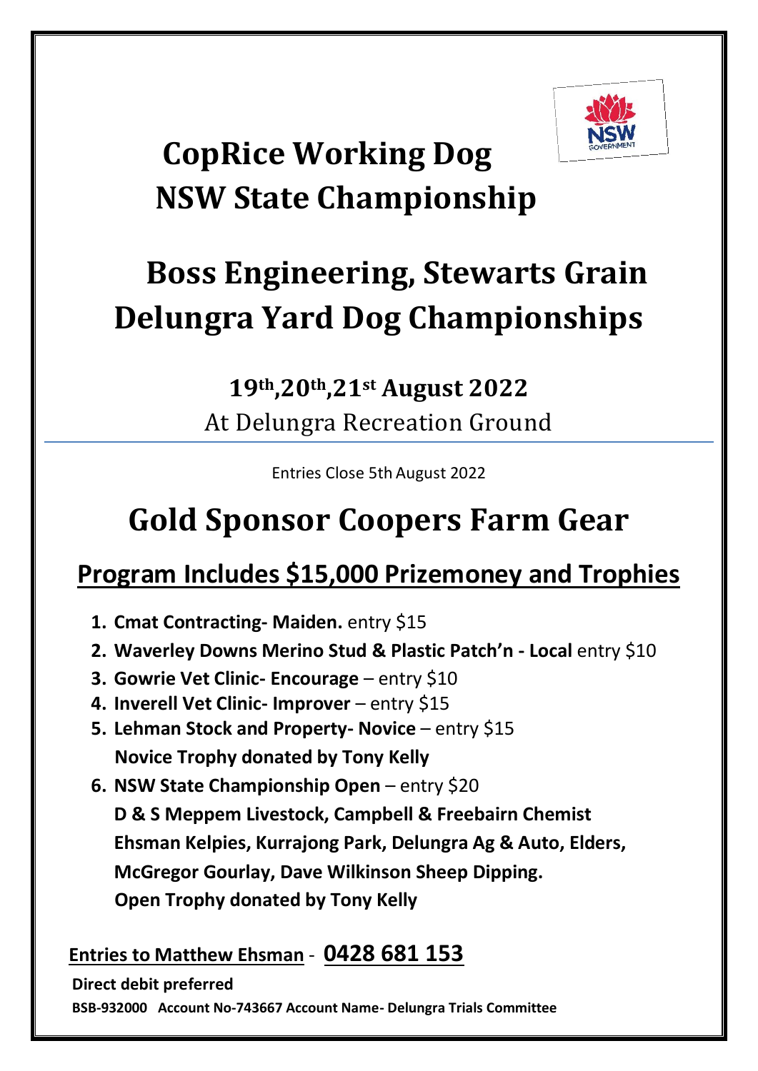# CopRice Working Dog NSW State Championship

# Boss Engineering, Stewarts Grain Delungra Yard Dog Championships

## 19th,20th,21st August 2022

At Delungra Recreation Ground

Entries Close 5th August 2022

# Gold Sponsor Coopers Farm Gear

## Program Includes $15,000 Prizemoney and Trophies

1. **Cmat Contracting- Maiden.** entry $15
2. **Waverley Downs Merino Stud & Plastic Patch'n - Local** entry $10
3. **Gowrie Vet Clinic- Encourage** – entry $10
4. **Inverell Vet Clinic- Improver** – entry $15
5. **Lehman Stock and Property- Novice** – entry $15
   **Novice Trophy donated by Tony Kelly**
6. **NSW State Championship Open** – entry $20
   **D & S Meppem Livestock, Campbell & Freebairn Chemist Ehsman Kelpies, Kurrajong Park, Delungra Ag & Auto, Elders, McGregor Gourlay, Dave Wilkinson Sheep Dipping.**
   **Open Trophy donated by Tony Kelly**

**Entries to Matthew Ehsman** - **0428 681 153**

**Direct debit preferred**

**BSB-932000 Account No-743667 Account Name- Delungra Trials Committee**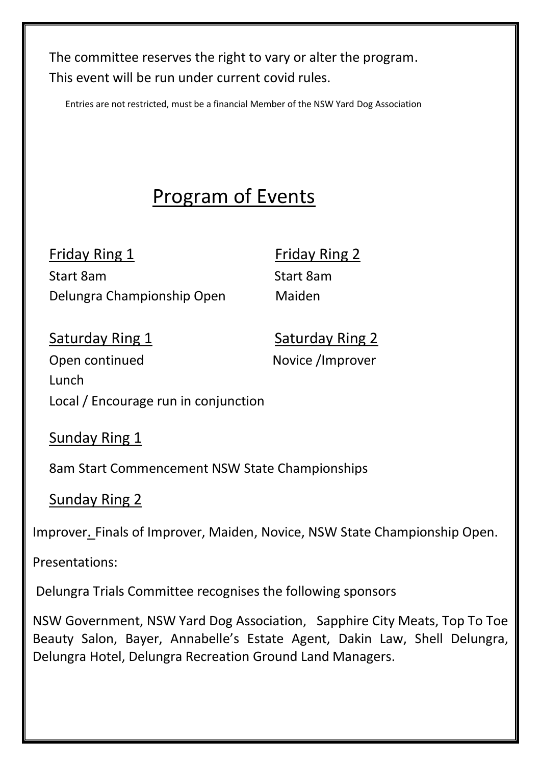The committee reserves the right to vary or alter the program.
This event will be run under current covid rules.

Entries are not restricted, must be a financial Member of the NSW Yard Dog Association

# Program of Events

**Friday Ring 1**

Start 8am
Delungra Championship Open

**Friday Ring 2**

Start 8am
Maiden

**Saturday Ring 1**

Open continued
Lunch
Local / Encourage run in conjunction

**Saturday Ring 2**

Novice /Improver

**Sunday Ring 1**

8am Start Commencement NSW State Championships

**Sunday Ring 2**

Improver. Finals of Improver, Maiden, Novice, NSW State Championship Open.

Presentations:

Delungra Trials Committee recognises the following sponsors

NSW Government, NSW Yard Dog Association, Sapphire City Meats, Top To Toe Beauty Salon, Bayer, Annabelle's Estate Agent, Dakin Law, Shell Delungra, Delungra Hotel, Delungra Recreation Ground Land Managers.